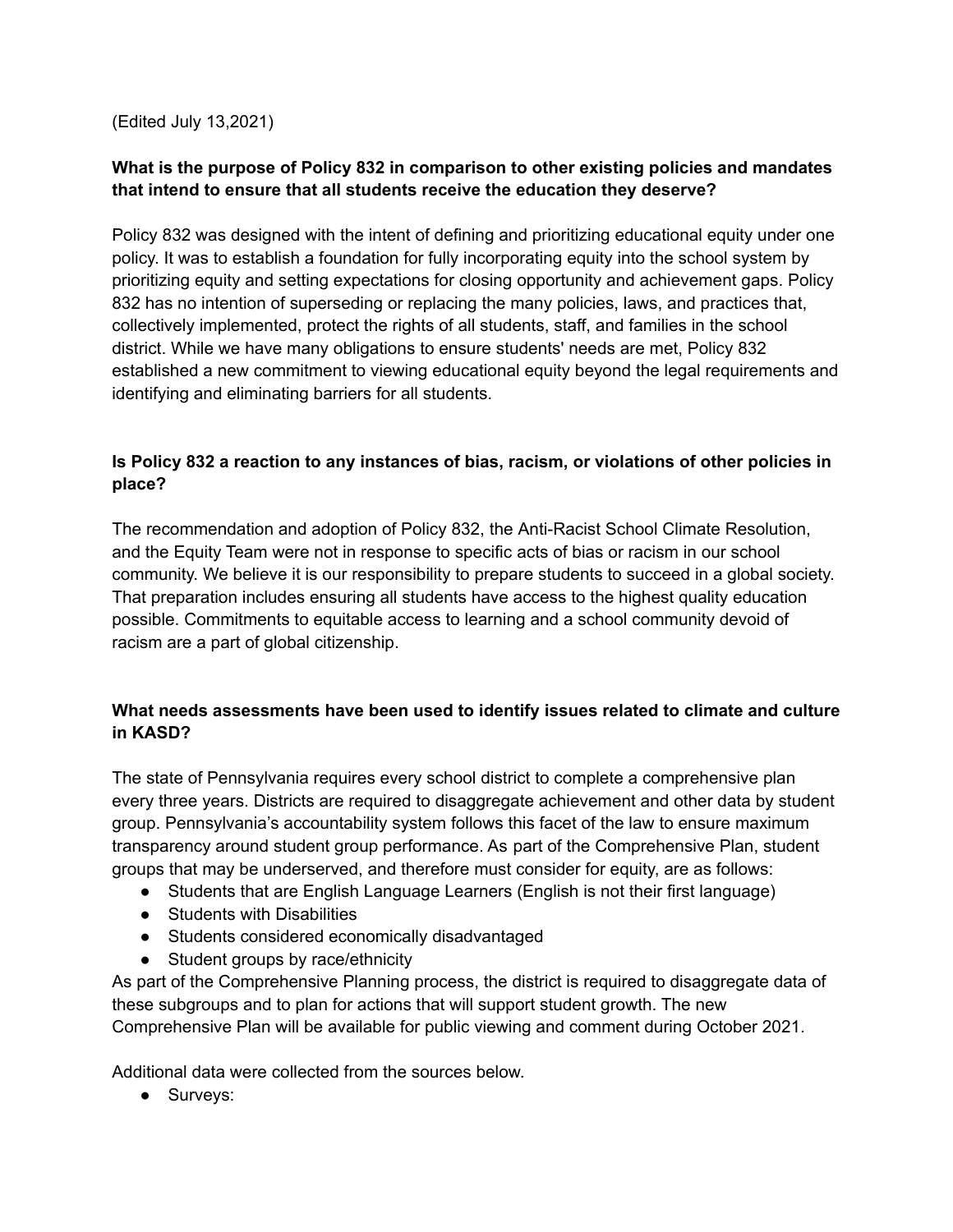(Edited July 13,2021)

**What is the purpose of Policy 832 in comparison to other existing policies and mandates that intend to ensure that all students receive the education they deserve?**

Policy 832 was designed with the intent of defining and prioritizing educational equity under one policy. It was to establish a foundation for fully incorporating equity into the school system by prioritizing equity and setting expectations for closing opportunity and achievement gaps. Policy 832 has no intention of superseding or replacing the many policies, laws, and practices that, collectively implemented, protect the rights of all students, staff, and families in the school district. While we have many obligations to ensure students' needs are met, Policy 832 established a new commitment to viewing educational equity beyond the legal requirements and identifying and eliminating barriers for all students.

**Is Policy 832 a reaction to any instances of bias, racism, or violations of other policies in place?**

The recommendation and adoption of Policy 832, the Anti-Racist School Climate Resolution, and the Equity Team were not in response to specific acts of bias or racism in our school community. We believe it is our responsibility to prepare students to succeed in a global society. That preparation includes ensuring all students have access to the highest quality education possible. Commitments to equitable access to learning and a school community devoid of racism are a part of global citizenship.

**What needs assessments have been used to identify issues related to climate and culture in KASD?**

The state of Pennsylvania requires every school district to complete a comprehensive plan every three years. Districts are required to disaggregate achievement and other data by student group. Pennsylvania's accountability system follows this facet of the law to ensure maximum transparency around student group performance. As part of the Comprehensive Plan, student groups that may be underserved, and therefore must consider for equity, are as follows:

- Students that are English Language Learners (English is not their first language)
- Students with Disabilities
- Students considered economically disadvantaged
- Student groups by race/ethnicity

As part of the Comprehensive Planning process, the district is required to disaggregate data of these subgroups and to plan for actions that will support student growth. The new Comprehensive Plan will be available for public viewing and comment during October 2021.

Additional data were collected from the sources below.

- Surveys: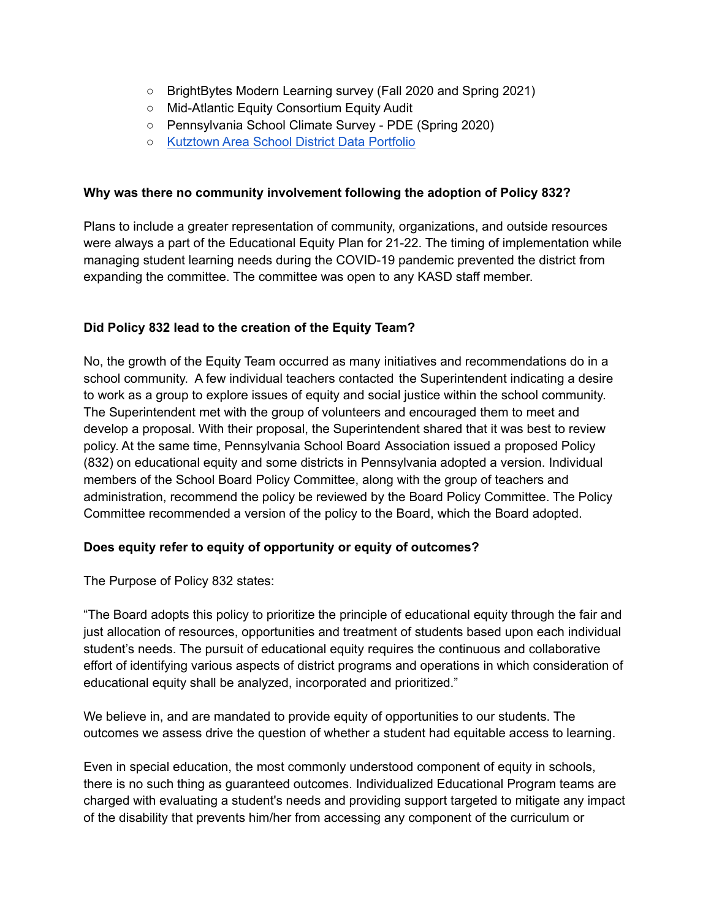- BrightBytes Modern Learning survey (Fall 2020 and Spring 2021)
- Mid-Atlantic Equity Consortium Equity Audit
- Pennsylvania School Climate Survey - PDE (Spring 2020)
- Kutztown Area School District Data Portfolio

**Why was there no community involvement following the adoption of Policy 832?**

Plans to include a greater representation of community, organizations, and outside resources were always a part of the Educational Equity Plan for 21-22. The timing of implementation while managing student learning needs during the COVID-19 pandemic prevented the district from expanding the committee. The committee was open to any KASD staff member.

**Did Policy 832 lead to the creation of the Equity Team?**

No, the growth of the Equity Team occurred as many initiatives and recommendations do in a school community. A few individual teachers contacted the Superintendent indicating a desire to work as a group to explore issues of equity and social justice within the school community. The Superintendent met with the group of volunteers and encouraged them to meet and develop a proposal. With their proposal, the Superintendent shared that it was best to review policy. At the same time, Pennsylvania School Board Association issued a proposed Policy (832) on educational equity and some districts in Pennsylvania adopted a version. Individual members of the School Board Policy Committee, along with the group of teachers and administration, recommend the policy be reviewed by the Board Policy Committee. The Policy Committee recommended a version of the policy to the Board, which the Board adopted.

**Does equity refer to equity of opportunity or equity of outcomes?**

The Purpose of Policy 832 states:

"The Board adopts this policy to prioritize the principle of educational equity through the fair and just allocation of resources, opportunities and treatment of students based upon each individual student's needs. The pursuit of educational equity requires the continuous and collaborative effort of identifying various aspects of district programs and operations in which consideration of educational equity shall be analyzed, incorporated and prioritized."

We believe in, and are mandated to provide equity of opportunities to our students. The outcomes we assess drive the question of whether a student had equitable access to learning.

Even in special education, the most commonly understood component of equity in schools, there is no such thing as guaranteed outcomes. Individualized Educational Program teams are charged with evaluating a student's needs and providing support targeted to mitigate any impact of the disability that prevents him/her from accessing any component of the curriculum or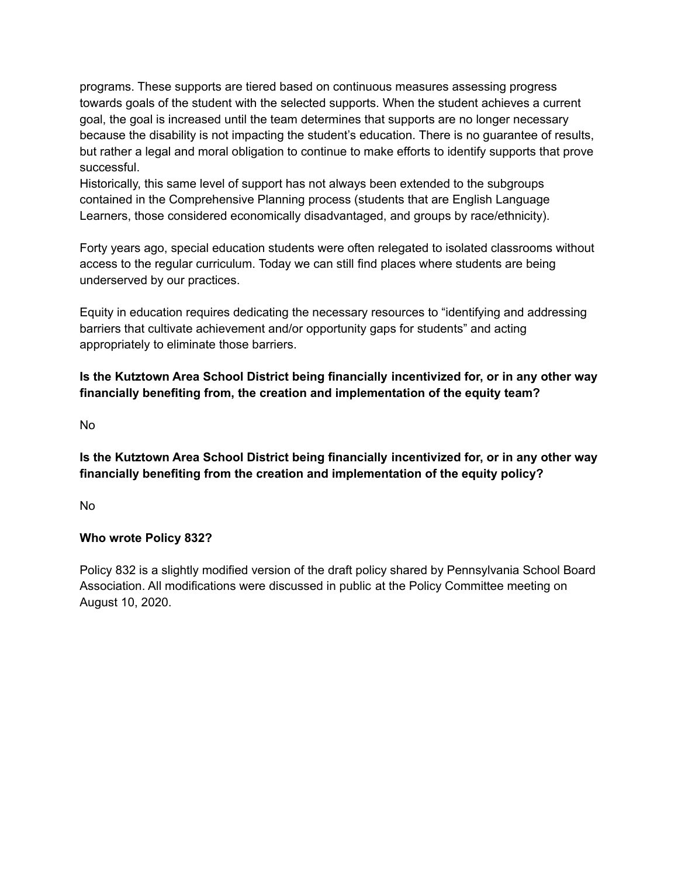programs. These supports are tiered based on continuous measures assessing progress towards goals of the student with the selected supports. When the student achieves a current goal, the goal is increased until the team determines that supports are no longer necessary because the disability is not impacting the student's education. There is no guarantee of results, but rather a legal and moral obligation to continue to make efforts to identify supports that prove successful.
Historically, this same level of support has not always been extended to the subgroups contained in the Comprehensive Planning process (students that are English Language Learners, those considered economically disadvantaged, and groups by race/ethnicity).

Forty years ago, special education students were often relegated to isolated classrooms without access to the regular curriculum. Today we can still find places where students are being underserved by our practices.

Equity in education requires dedicating the necessary resources to "identifying and addressing barriers that cultivate achievement and/or opportunity gaps for students" and acting appropriately to eliminate those barriers.

**Is the Kutztown Area School District being financially incentivized for, or in any other way financially benefiting from, the creation and implementation of the equity team?**

No

**Is the Kutztown Area School District being financially incentivized for, or in any other way financially benefiting from the creation and implementation of the equity policy?**

No

**Who wrote Policy 832?**

Policy 832 is a slightly modified version of the draft policy shared by Pennsylvania School Board Association. All modifications were discussed in public at the Policy Committee meeting on August 10, 2020.